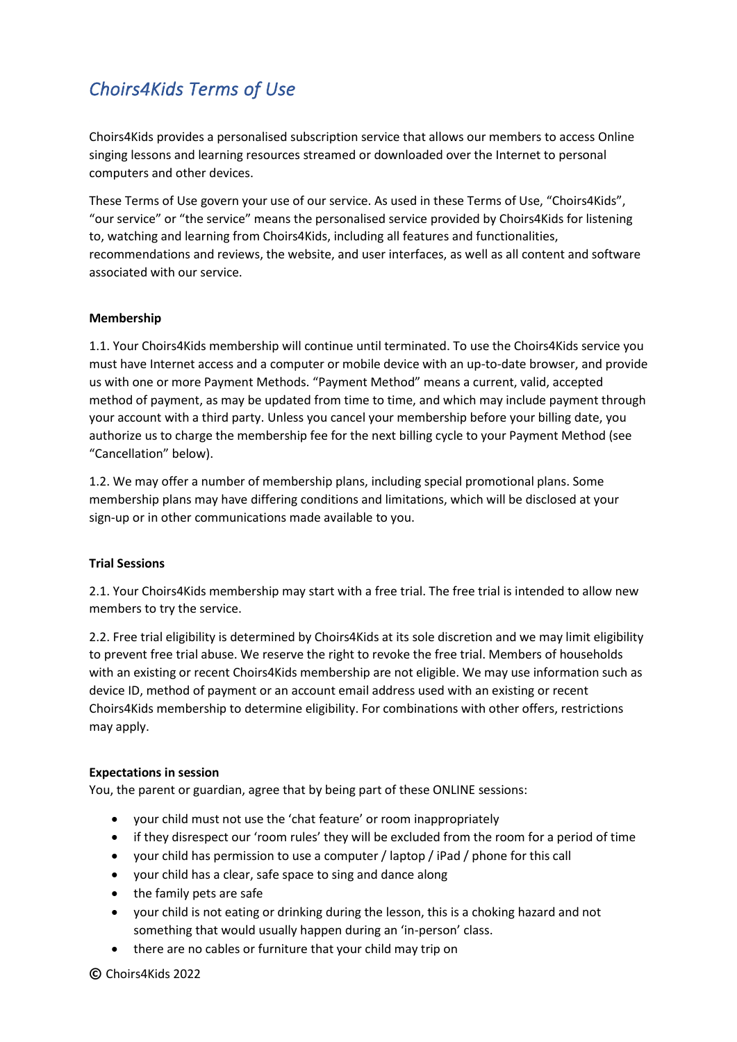# Choirs4Kids Terms of Use

Choirs4Kids provides a personalised subscription service that allows our members to access Online singing lessons and learning resources streamed or downloaded over the Internet to personal computers and other devices.

These Terms of Use govern your use of our service. As used in these Terms of Use, "Choirs4Kids", "our service" or "the service" means the personalised service provided by Choirs4Kids for listening to, watching and learning from Choirs4Kids, including all features and functionalities, recommendations and reviews, the website, and user interfaces, as well as all content and software associated with our service.

**Membership**

1.1. Your Choirs4Kids membership will continue until terminated. To use the Choirs4Kids service you must have Internet access and a computer or mobile device with an up-to-date browser, and provide us with one or more Payment Methods. "Payment Method" means a current, valid, accepted method of payment, as may be updated from time to time, and which may include payment through your account with a third party. Unless you cancel your membership before your billing date, you authorize us to charge the membership fee for the next billing cycle to your Payment Method (see "Cancellation" below).

1.2. We may offer a number of membership plans, including special promotional plans. Some membership plans may have differing conditions and limitations, which will be disclosed at your sign-up or in other communications made available to you.

**Trial Sessions**

2.1. Your Choirs4Kids membership may start with a free trial. The free trial is intended to allow new members to try the service.

2.2. Free trial eligibility is determined by Choirs4Kids at its sole discretion and we may limit eligibility to prevent free trial abuse. We reserve the right to revoke the free trial. Members of households with an existing or recent Choirs4Kids membership are not eligible. We may use information such as device ID, method of payment or an account email address used with an existing or recent Choirs4Kids membership to determine eligibility. For combinations with other offers, restrictions may apply.

**Expectations in session**

You, the parent or guardian, agree that by being part of these ONLINE sessions:

- your child must not use the 'chat feature' or room inappropriately
- if they disrespect our 'room rules' they will be excluded from the room for a period of time
- your child has permission to use a computer / laptop / iPad / phone for this call
- your child has a clear, safe space to sing and dance along
- the family pets are safe
- your child is not eating or drinking during the lesson, this is a choking hazard and not something that would usually happen during an 'in-person' class.
- there are no cables or furniture that your child may trip on

© Choirs4Kids 2022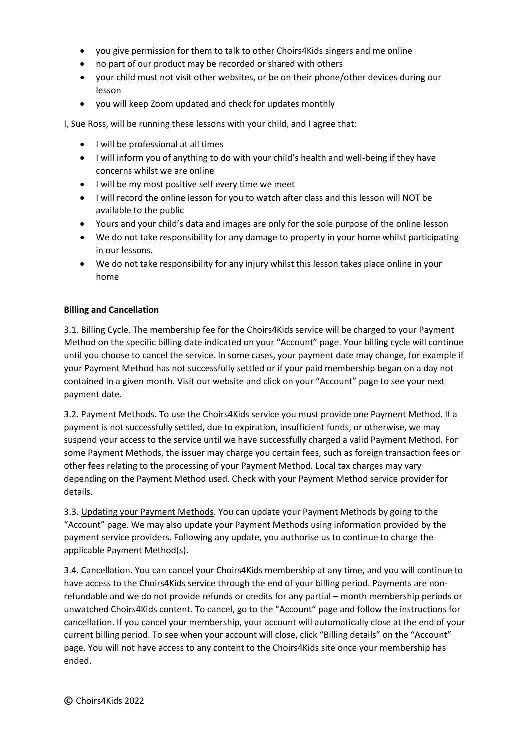- you give permission for them to talk to other Choirs4Kids singers and me online
- no part of our product may be recorded or shared with others
- your child must not visit other websites, or be on their phone/other devices during our lesson
- you will keep Zoom updated and check for updates monthly

I, Sue Ross, will be running these lessons with your child, and I agree that:

- I will be professional at all times
- I will inform you of anything to do with your child's health and well-being if they have concerns whilst we are online
- I will be my most positive self every time we meet
- I will record the online lesson for you to watch after class and this lesson will NOT be available to the public
- Yours and your child's data and images are only for the sole purpose of the online lesson
- We do not take responsibility for any damage to property in your home whilst participating in our lessons.
- We do not take responsibility for any injury whilst this lesson takes place online in your home

**Billing and Cancellation**

3.1. Billing Cycle. The membership fee for the Choirs4Kids service will be charged to your Payment Method on the specific billing date indicated on your "Account" page. Your billing cycle will continue until you choose to cancel the service. In some cases, your payment date may change, for example if your Payment Method has not successfully settled or if your paid membership began on a day not contained in a given month. Visit our website and click on your "Account" page to see your next payment date.

3.2. Payment Methods. To use the Choirs4Kids service you must provide one Payment Method. If a payment is not successfully settled, due to expiration, insufficient funds, or otherwise, we may suspend your access to the service until we have successfully charged a valid Payment Method. For some Payment Methods, the issuer may charge you certain fees, such as foreign transaction fees or other fees relating to the processing of your Payment Method. Local tax charges may vary depending on the Payment Method used. Check with your Payment Method service provider for details.

3.3. Updating your Payment Methods. You can update your Payment Methods by going to the "Account" page. We may also update your Payment Methods using information provided by the payment service providers. Following any update, you authorise us to continue to charge the applicable Payment Method(s).

3.4. Cancellation. You can cancel your Choirs4Kids membership at any time, and you will continue to have access to the Choirs4Kids service through the end of your billing period. Payments are non-refundable and we do not provide refunds or credits for any partial – month membership periods or unwatched Choirs4Kids content. To cancel, go to the "Account" page and follow the instructions for cancellation. If you cancel your membership, your account will automatically close at the end of your current billing period. To see when your account will close, click "Billing details" on the "Account" page. You will not have access to any content to the Choirs4Kids site once your membership has ended.

© Choirs4Kids 2022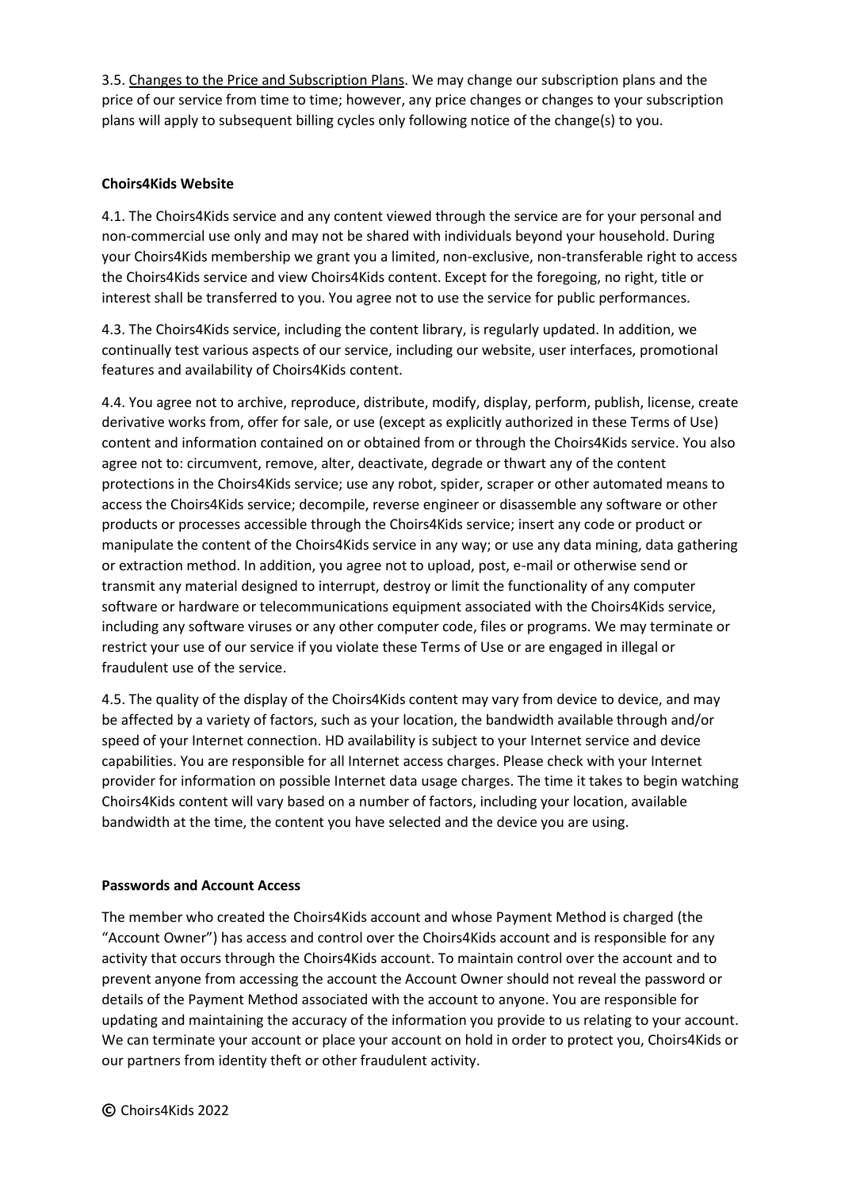3.5. Changes to the Price and Subscription Plans. We may change our subscription plans and the price of our service from time to time; however, any price changes or changes to your subscription plans will apply to subsequent billing cycles only following notice of the change(s) to you.

**Choirs4Kids Website**

4.1. The Choirs4Kids service and any content viewed through the service are for your personal and non-commercial use only and may not be shared with individuals beyond your household. During your Choirs4Kids membership we grant you a limited, non-exclusive, non-transferable right to access the Choirs4Kids service and view Choirs4Kids content. Except for the foregoing, no right, title or interest shall be transferred to you. You agree not to use the service for public performances.

4.3. The Choirs4Kids service, including the content library, is regularly updated. In addition, we continually test various aspects of our service, including our website, user interfaces, promotional features and availability of Choirs4Kids content.

4.4. You agree not to archive, reproduce, distribute, modify, display, perform, publish, license, create derivative works from, offer for sale, or use (except as explicitly authorized in these Terms of Use) content and information contained on or obtained from or through the Choirs4Kids service. You also agree not to: circumvent, remove, alter, deactivate, degrade or thwart any of the content protections in the Choirs4Kids service; use any robot, spider, scraper or other automated means to access the Choirs4Kids service; decompile, reverse engineer or disassemble any software or other products or processes accessible through the Choirs4Kids service; insert any code or product or manipulate the content of the Choirs4Kids service in any way; or use any data mining, data gathering or extraction method. In addition, you agree not to upload, post, e-mail or otherwise send or transmit any material designed to interrupt, destroy or limit the functionality of any computer software or hardware or telecommunications equipment associated with the Choirs4Kids service, including any software viruses or any other computer code, files or programs. We may terminate or restrict your use of our service if you violate these Terms of Use or are engaged in illegal or fraudulent use of the service.

4.5. The quality of the display of the Choirs4Kids content may vary from device to device, and may be affected by a variety of factors, such as your location, the bandwidth available through and/or speed of your Internet connection. HD availability is subject to your Internet service and device capabilities. You are responsible for all Internet access charges. Please check with your Internet provider for information on possible Internet data usage charges. The time it takes to begin watching Choirs4Kids content will vary based on a number of factors, including your location, available bandwidth at the time, the content you have selected and the device you are using.

**Passwords and Account Access**

The member who created the Choirs4Kids account and whose Payment Method is charged (the "Account Owner") has access and control over the Choirs4Kids account and is responsible for any activity that occurs through the Choirs4Kids account. To maintain control over the account and to prevent anyone from accessing the account the Account Owner should not reveal the password or details of the Payment Method associated with the account to anyone. You are responsible for updating and maintaining the accuracy of the information you provide to us relating to your account. We can terminate your account or place your account on hold in order to protect you, Choirs4Kids or our partners from identity theft or other fraudulent activity.

© Choirs4Kids 2022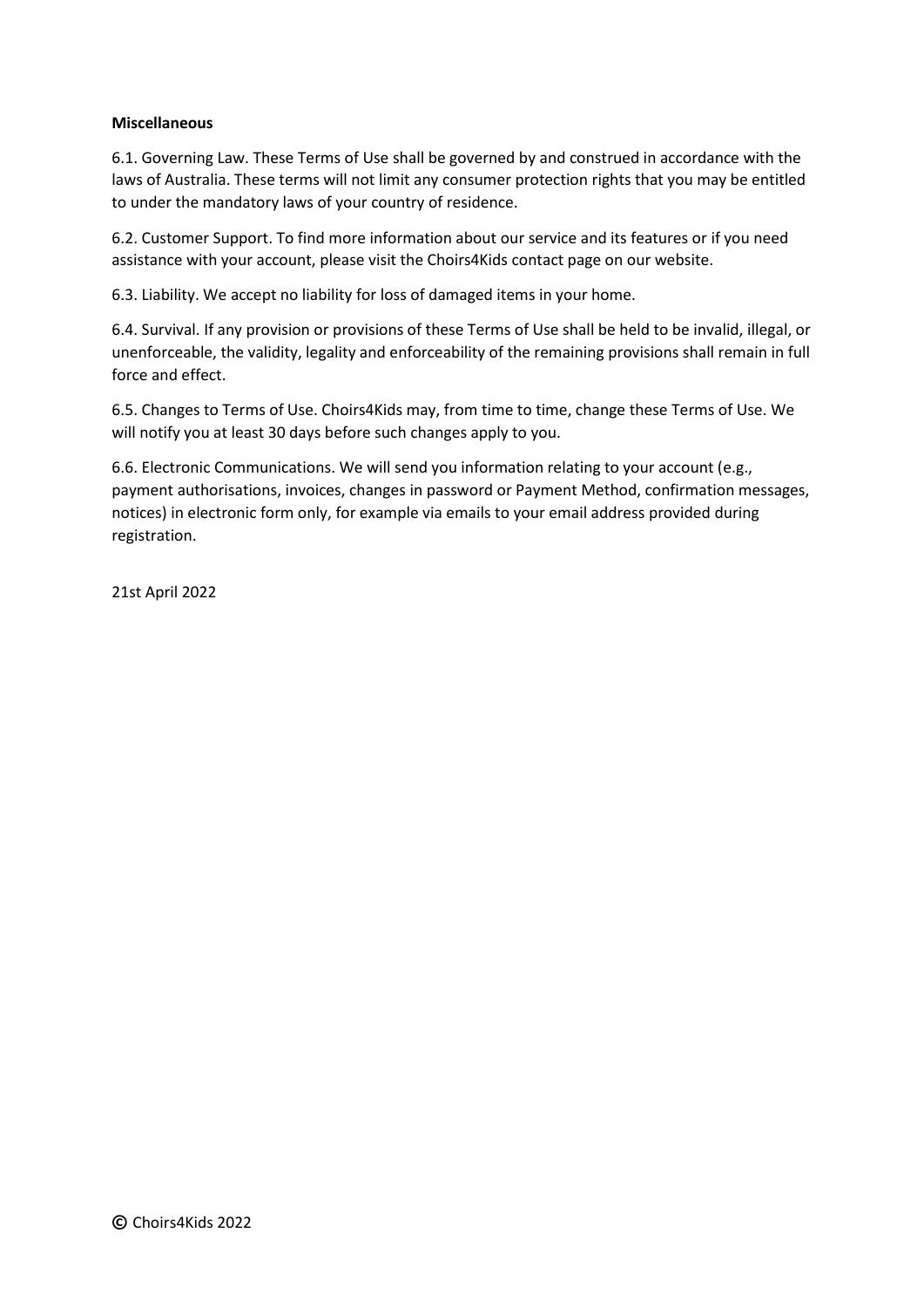**Miscellaneous**

6.1. Governing Law. These Terms of Use shall be governed by and construed in accordance with the laws of Australia. These terms will not limit any consumer protection rights that you may be entitled to under the mandatory laws of your country of residence.

6.2. Customer Support. To find more information about our service and its features or if you need assistance with your account, please visit the Choirs4Kids contact page on our website.

6.3. Liability. We accept no liability for loss of damaged items in your home.

6.4. Survival. If any provision or provisions of these Terms of Use shall be held to be invalid, illegal, or unenforceable, the validity, legality and enforceability of the remaining provisions shall remain in full force and effect.

6.5. Changes to Terms of Use. Choirs4Kids may, from time to time, change these Terms of Use. We will notify you at least 30 days before such changes apply to you.

6.6. Electronic Communications. We will send you information relating to your account (e.g., payment authorisations, invoices, changes in password or Payment Method, confirmation messages, notices) in electronic form only, for example via emails to your email address provided during registration.

21st April 2022

© Choirs4Kids 2022